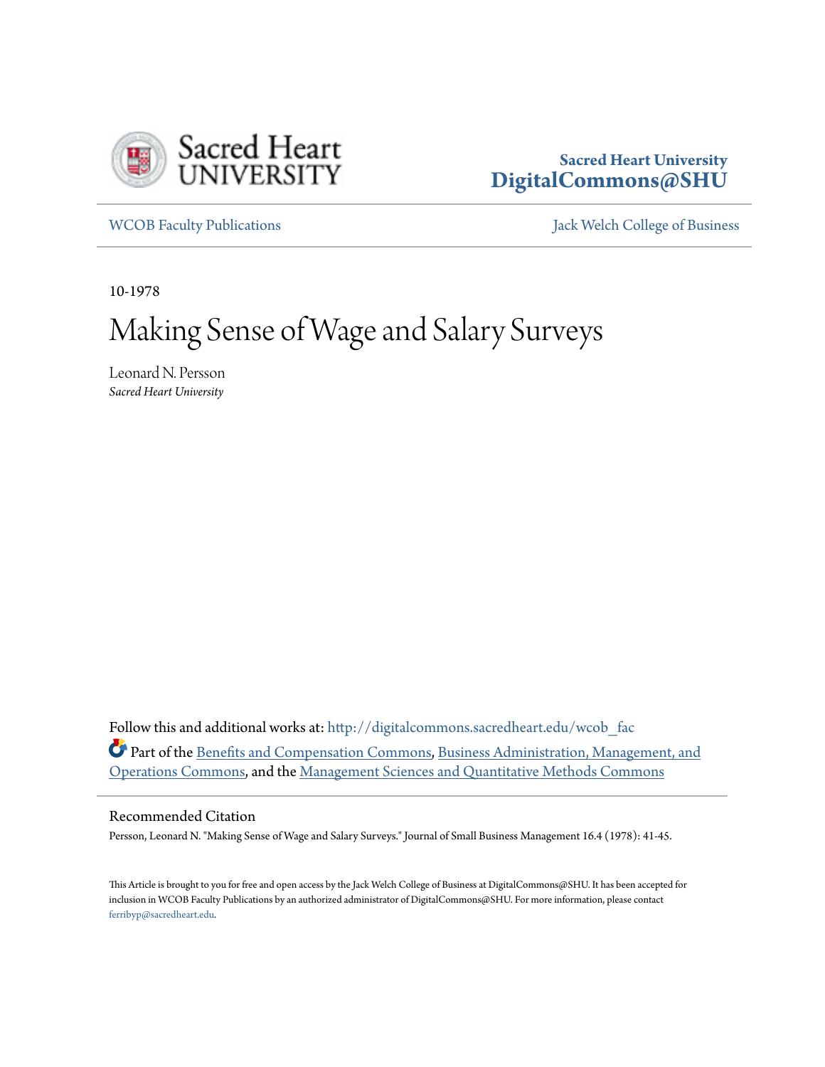Sacred Heart University

**Sacred Heart University**
**DigitalCommons@SHU**

WCOB Faculty Publications | Jack Welch College of Business

10-1978

# Making Sense of Wage and Salary Surveys

Leonard N. Persson
*Sacred Heart University*

Follow this and additional works at: http://digitalcommons.sacredheart.edu/wcob_fac

Part of the Benefits and Compensation Commons, Business Administration, Management, and Operations Commons, and the Management Sciences and Quantitative Methods Commons

## Recommended Citation

Persson, Leonard N. "Making Sense of Wage and Salary Surveys." Journal of Small Business Management 16.4 (1978): 41-45.

This Article is brought to you for free and open access by the Jack Welch College of Business at DigitalCommons@SHU. It has been accepted for inclusion in WCOB Faculty Publications by an authorized administrator of DigitalCommons@SHU. For more information, please contact ferribyp@sacredheart.edu.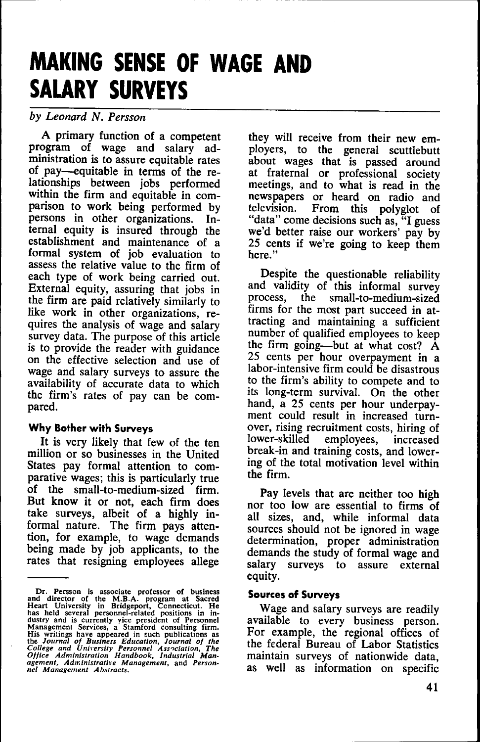# MAKING SENSE OF WAGE AND SALARY SURVEYS

*by Leonard N. Persson*

A primary function of a competent program of wage and salary administration is to assure equitable rates of pay—equitable in terms of the relationships between jobs performed within the firm and equitable in comparison to work being performed by persons in other organizations. Internal equity is insured through the establishment and maintenance of a formal system of job evaluation to assess the relative value to the firm of each type of work being carried out. External equity, assuring that jobs in the firm are paid relatively similarly to like work in other organizations, requires the analysis of wage and salary survey data. The purpose of this article is to provide the reader with guidance on the effective selection and use of wage and salary surveys to assure the availability of accurate data to which the firm's rates of pay can be compared.

### Why Bother with Surveys

It is very likely that few of the ten million or so businesses in the United States pay formal attention to comparative wages; this is particularly true of the small-to-medium-sized firm. But know it or not, each firm does take surveys, albeit of a highly informal nature. The firm pays attention, for example, to wage demands being made by job applicants, to the rates that resigning employees allege they will receive from their new employers, to the general scuttlebutt about wages that is passed around at fraternal or professional society meetings, and to what is read in the newspapers or heard on radio and television. From this polyglot of "data" come decisions such as, "I guess we'd better raise our workers' pay by 25 cents if we're going to keep them here."

Despite the questionable reliability and validity of this informal survey process, the small-to-medium-sized firms for the most part succeed in attracting and maintaining a sufficient number of qualified employees to keep the firm going—but at what cost? A 25 cents per hour overpayment in a labor-intensive firm could be disastrous to the firm's ability to compete and to its long-term survival. On the other hand, a 25 cents per hour underpayment could result in increased turnover, rising recruitment costs, hiring of lower-skilled employees, increased break-in and training costs, and lowering of the total motivation level within the firm.

Pay levels that are neither too high nor too low are essential to firms of all sizes, and, while informal data sources should not be ignored in wage determination, proper administration demands the study of formal wage and salary surveys to assure external equity.

### Sources of Surveys

Wage and salary surveys are readily available to every business person. For example, the regional offices of the federal Bureau of Labor Statistics maintain surveys of nationwide data, as well as information on specific

---

Dr. Persson is associate professor of business and director of the M.B.A. program at Sacred Heart University in Bridgeport, Connecticut. He has held several personnel-related positions in industry and is currently vice president of Personnel Management Services, a Stamford consulting firm. His writings have appeared in such publications as the *Journal of Business Education*, *Journal of the College and University Personnel Association*, *The Office Administration Handbook*, *Industrial Management*, *Administrative Management*, and *Personnel Management Abstracts*.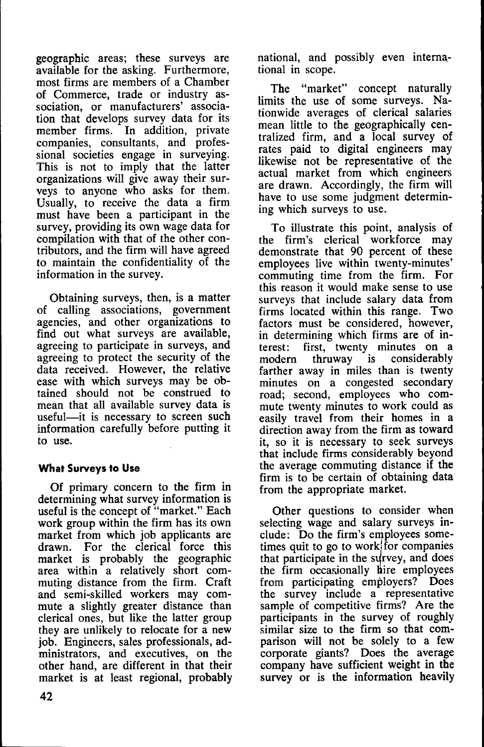geographic areas; these surveys are available for the asking. Furthermore, most firms are members of a Chamber of Commerce, trade or industry association, or manufacturers' association that develops survey data for its member firms. In addition, private companies, consultants, and professional societies engage in surveying. This is not to imply that the latter organizations will give away their surveys to anyone who asks for them. Usually, to receive the data a firm must have been a participant in the survey, providing its own wage data for compilation with that of the other contributors, and the firm will have agreed to maintain the confidentiality of the information in the survey.

Obtaining surveys, then, is a matter of calling associations, government agencies, and other organizations to find out what surveys are available, agreeing to participate in surveys, and agreeing to protect the security of the data received. However, the relative ease with which surveys may be obtained should not be construed to mean that all available survey data is useful—it is necessary to screen such information carefully before putting it to use.

### What Surveys to Use

Of primary concern to the firm in determining what survey information is useful is the concept of "market." Each work group within the firm has its own market from which job applicants are drawn. For the clerical force this market is probably the geographic area within a relatively short commuting distance from the firm. Craft and semi-skilled workers may commute a slightly greater distance than clerical ones, but like the latter group they are unlikely to relocate for a new job. Engineers, sales professionals, administrators, and executives, on the other hand, are different in that their market is at least regional, probably national, and possibly even international in scope.

The "market" concept naturally limits the use of some surveys. Nationwide averages of clerical salaries mean little to the geographically centralized firm, and a local survey of rates paid to digital engineers may likewise not be representative of the actual market from which engineers are drawn. Accordingly, the firm will have to use some judgment determining which surveys to use.

To illustrate this point, analysis of the firm's clerical workforce may demonstrate that 90 percent of these employees live within twenty-minutes' commuting time from the firm. For this reason it would make sense to use surveys that include salary data from firms located within this range. Two factors must be considered, however, in determining which firms are of interest: first, twenty minutes on a modern thruway is considerably farther away in miles than is twenty minutes on a congested secondary road; second, employees who commute twenty minutes to work could as easily travel from their homes in a direction away from the firm as toward it, so it is necessary to seek surveys that include firms considerably beyond the average commuting distance if the firm is to be certain of obtaining data from the appropriate market.

Other questions to consider when selecting wage and salary surveys include: Do the firm's employees sometimes quit to go to work for companies that participate in the survey, and does the firm occasionally hire employees from participating employers? Does the survey include a representative sample of competitive firms? Are the participants in the survey of roughly similar size to the firm so that comparison will not be solely to a few corporate giants? Does the average company have sufficient weight in the survey or is the information heavily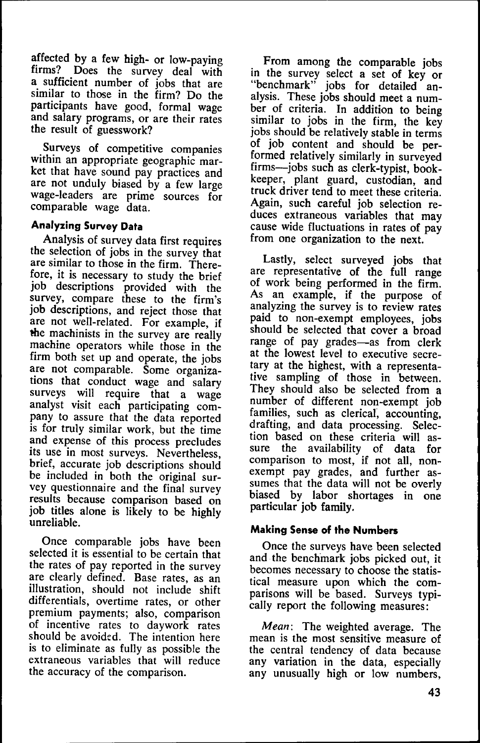affected by a few high- or low-paying firms? Does the survey deal with a sufficient number of jobs that are similar to those in the firm? Do the participants have good, formal wage and salary programs, or are their rates the result of guesswork?

Surveys of competitive companies within an appropriate geographic market that have sound pay practices and are not unduly biased by a few large wage-leaders are prime sources for comparable wage data.

### Analyzing Survey Data

Analysis of survey data first requires the selection of jobs in the survey that are similar to those in the firm. Therefore, it is necessary to study the brief job descriptions provided with the survey, compare these to the firm's job descriptions, and reject those that are not well-related. For example, if the machinists in the survey are really machine operators while those in the firm both set up and operate, the jobs are not comparable. Some organizations that conduct wage and salary surveys will require that a wage analyst visit each participating company to assure that the data reported is for truly similar work, but the time and expense of this process precludes its use in most surveys. Nevertheless, brief, accurate job descriptions should be included in both the original survey questionnaire and the final survey results because comparison based on job titles alone is likely to be highly unreliable.

Once comparable jobs have been selected it is essential to be certain that the rates of pay reported in the survey are clearly defined. Base rates, as an illustration, should not include shift differentials, overtime rates, or other premium payments; also, comparison of incentive rates to daywork rates should be avoided. The intention here is to eliminate as fully as possible the extraneous variables that will reduce the accuracy of the comparison.

From among the comparable jobs in the survey select a set of key or "benchmark" jobs for detailed analysis. These jobs should meet a number of criteria. In addition to being similar to jobs in the firm, the key jobs should be relatively stable in terms of job content and should be performed relatively similarly in surveyed firms—jobs such as clerk-typist, bookkeeper, plant guard, custodian, and truck driver tend to meet these criteria. Again, such careful job selection reduces extraneous variables that may cause wide fluctuations in rates of pay from one organization to the next.

Lastly, select surveyed jobs that are representative of the full range of work being performed in the firm. As an example, if the purpose of analyzing the survey is to review rates paid to non-exempt employees, jobs should be selected that cover a broad range of pay grades—as from clerk at the lowest level to executive secretary at the highest, with a representative sampling of those in between. They should also be selected from a number of different non-exempt job families, such as clerical, accounting, drafting, and data processing. Selection based on these criteria will assure the availability of data for comparison to most, if not all, non-exempt pay grades, and further assumes that the data will not be overly biased by labor shortages in one particular job family.

### Making Sense of the Numbers

Once the surveys have been selected and the benchmark jobs picked out, it becomes necessary to choose the statistical measure upon which the comparisons will be based. Surveys typically report the following measures:

*Mean*: The weighted average. The mean is the most sensitive measure of the central tendency of data because any variation in the data, especially any unusually high or low numbers,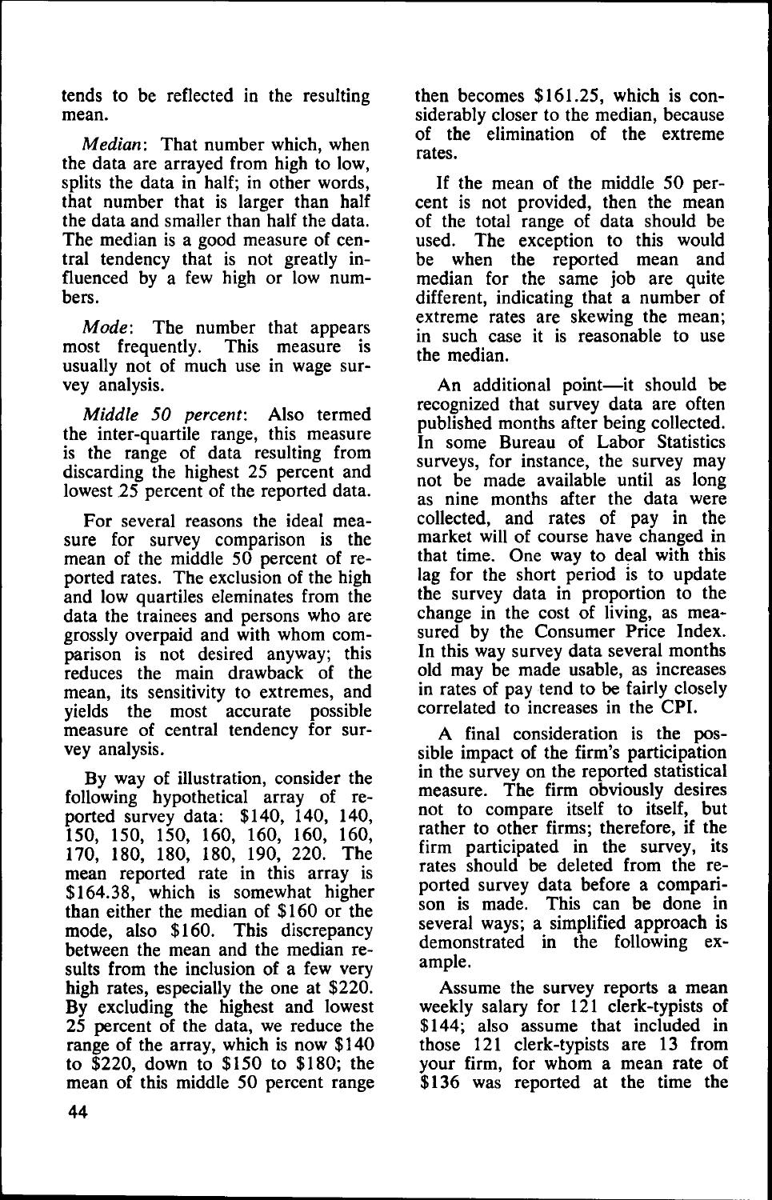tends to be reflected in the resulting mean.

*Median*: That number which, when the data are arrayed from high to low, splits the data in half; in other words, that number that is larger than half the data and smaller than half the data. The median is a good measure of central tendency that is not greatly influenced by a few high or low numbers.

*Mode*: The number that appears most frequently. This measure is usually not of much use in wage survey analysis.

*Middle 50 percent*: Also termed the inter-quartile range, this measure is the range of data resulting from discarding the highest 25 percent and lowest 25 percent of the reported data.

For several reasons the ideal measure for survey comparison is the mean of the middle 50 percent of reported rates. The exclusion of the high and low quartiles eleminates from the data the trainees and persons who are grossly overpaid and with whom comparison is not desired anyway; this reduces the main drawback of the mean, its sensitivity to extremes, and yields the most accurate possible measure of central tendency for survey analysis.

By way of illustration, consider the following hypothetical array of reported survey data: $140, 140, 140, 150, 150, 150, 160, 160, 160, 160, 170, 180, 180, 180, 190, 220. The mean reported rate in this array is $164.38, which is somewhat higher than either the median of $160 or the mode, also $160. This discrepancy between the mean and the median results from the inclusion of a few very high rates, especially the one at $220. By excluding the highest and lowest 25 percent of the data, we reduce the range of the array, which is now $140 to $220, down to $150 to $180; the mean of this middle 50 percent range then becomes $161.25, which is considerably closer to the median, because of the elimination of the extreme rates.

If the mean of the middle 50 percent is not provided, then the mean of the total range of data should be used. The exception to this would be when the reported mean and median for the same job are quite different, indicating that a number of extreme rates are skewing the mean; in such case it is reasonable to use the median.

An additional point—it should be recognized that survey data are often published months after being collected. In some Bureau of Labor Statistics surveys, for instance, the survey may not be made available until as long as nine months after the data were collected, and rates of pay in the market will of course have changed in that time. One way to deal with this lag for the short period is to update the survey data in proportion to the change in the cost of living, as measured by the Consumer Price Index. In this way survey data several months old may be made usable, as increases in rates of pay tend to be fairly closely correlated to increases in the CPI.

A final consideration is the possible impact of the firm's participation in the survey on the reported statistical measure. The firm obviously desires not to compare itself to itself, but rather to other firms; therefore, if the firm participated in the survey, its rates should be deleted from the reported survey data before a comparison is made. This can be done in several ways; a simplified approach is demonstrated in the following example.

Assume the survey reports a mean weekly salary for 121 clerk-typists of $144; also assume that included in those 121 clerk-typists are 13 from your firm, for whom a mean rate of $136 was reported at the time the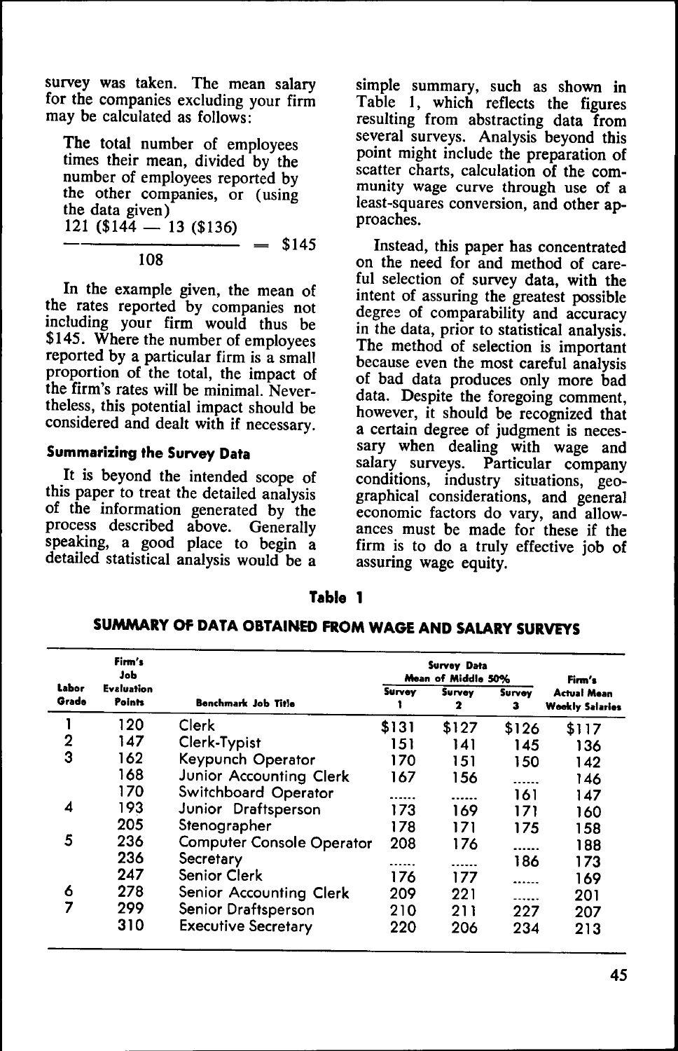survey was taken. The mean salary for the companies excluding your firm may be calculated as follows:

> The total number of employees times their mean, divided by the number of employees reported by the other companies, or (using the data given)
>
> $$\frac{121\ (\$144 - 13\ (\$136)}{108} = \$145$$

In the example given, the mean of the rates reported by companies not including your firm would thus be $145. Where the number of employees reported by a particular firm is a small proportion of the total, the impact of the firm's rates will be minimal. Nevertheless, this potential impact should be considered and dealt with if necessary.

### Summarizing the Survey Data

It is beyond the intended scope of this paper to treat the detailed analysis of the information generated by the process described above. Generally speaking, a good place to begin a detailed statistical analysis would be a simple summary, such as shown in Table 1, which reflects the figures resulting from abstracting data from several surveys. Analysis beyond this point might include the preparation of scatter charts, calculation of the community wage curve through use of a least-squares conversion, and other approaches.

Instead, this paper has concentrated on the need for and method of careful selection of survey data, with the intent of assuring the greatest possible degree of comparability and accuracy in the data, prior to statistical analysis. The method of selection is important because even the most careful analysis of bad data produces only more bad data. Despite the foregoing comment, however, it should be recognized that a certain degree of judgment is necessary when dealing with wage and salary surveys. Particular company conditions, industry situations, geographical considerations, and general economic factors do vary, and allowances must be made for these if the firm is to do a truly effective job of assuring wage equity.

**Table 1**

**SUMMARY OF DATA OBTAINED FROM WAGE AND SALARY SURVEYS**

| Labor Grade | Firm's Job Evaluation Points | Benchmark Job Title | Survey Data Mean of Middle 50% | | | Firm's Actual Mean Weekly Salaries |
|---|---|---|---|---|---|---|
| | | | Survey 1 | Survey 2 | Survey 3 | |
| 1 | 120 | Clerk | $131 | $127 | $126 | $117 |
| 2 | 147 | Clerk-Typist | 151 | 141 | 145 | 136 |
| 3 | 162 | Keypunch Operator | 170 | 151 | 150 | 142 |
| | 168 | Junior Accounting Clerk | 167 | 156 | ...... | 146 |
| | 170 | Switchboard Operator | ...... | ...... | 161 | 147 |
| 4 | 193 | Junior Draftsperson | 173 | 169 | 171 | 160 |
| | 205 | Stenographer | 178 | 171 | 175 | 158 |
| 5 | 236 | Computer Console Operator | 208 | 176 | ...... | 188 |
| | 236 | Secretary | ...... | ...... | 186 | 173 |
| | 247 | Senior Clerk | 176 | 177 | ...... | 169 |
| 6 | 278 | Senior Accounting Clerk | 209 | 221 | ...... | 201 |
| 7 | 299 | Senior Draftsperson | 210 | 211 | 227 | 207 |
| | 310 | Executive Secretary | 220 | 206 | 234 | 213 |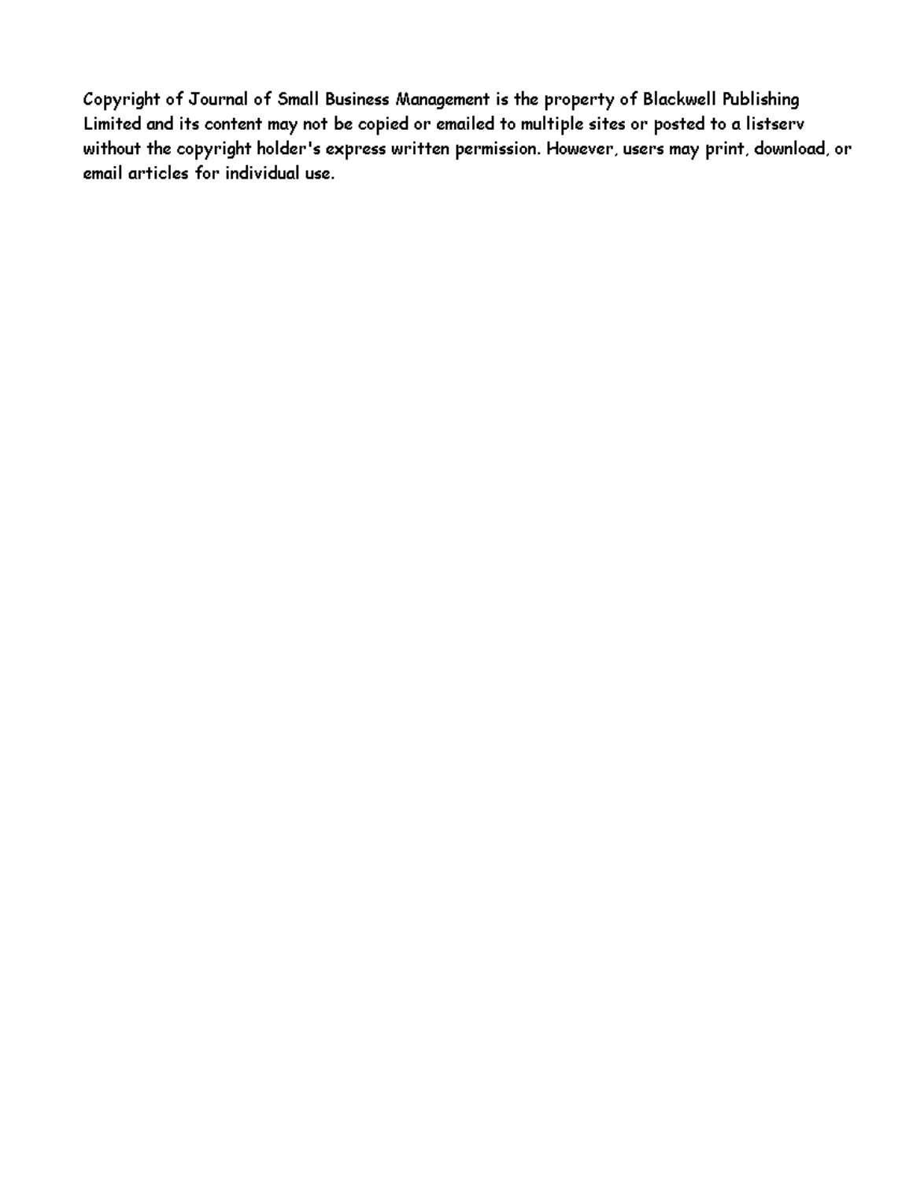Copyright of Journal of Small Business Management is the property of Blackwell Publishing Limited and its content may not be copied or emailed to multiple sites or posted to a listserv without the copyright holder's express written permission. However, users may print, download, or email articles for individual use.